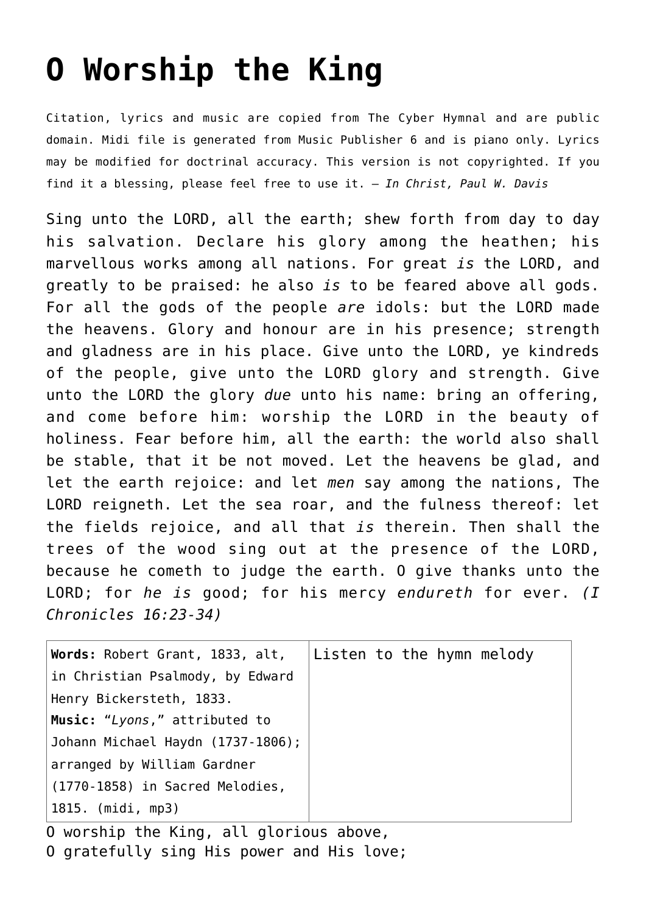# O Worship the King

Citation, lyrics and music are copied from The Cyber Hymnal and are public domain. Midi file is generated from Music Publisher 6 and is piano only. Lyrics may be modified for doctrinal accuracy. This version is not copyrighted. If you find it a blessing, please feel free to use it. – *In Christ, Paul W. Davis*

Sing unto the LORD, all the earth; shew forth from day to day his salvation. Declare his glory among the heathen; his marvellous works among all nations. For great *is* the LORD, and greatly to be praised: he also *is* to be feared above all gods. For all the gods of the people *are* idols: but the LORD made the heavens. Glory and honour are in his presence; strength and gladness are in his place. Give unto the LORD, ye kindreds of the people, give unto the LORD glory and strength. Give unto the LORD the glory *due* unto his name: bring an offering, and come before him: worship the LORD in the beauty of holiness. Fear before him, all the earth: the world also shall be stable, that it be not moved. Let the heavens be glad, and let the earth rejoice: and let *men* say among the nations, The LORD reigneth. Let the sea roar, and the fulness thereof: let the fields rejoice, and all that *is* therein. Then shall the trees of the wood sing out at the presence of the LORD, because he cometh to judge the earth. O give thanks unto the LORD; for *he is* good; for his mercy *endureth* for ever. *(I Chronicles 16:23-34)*

| | |
|---|---|
| **Words:** Robert Grant, 1833, alt, in Christian Psalmody, by Edward Henry Bickersteth, 1833. **Music:** "*Lyons*," attributed to Johann Michael Haydn (1737-1806); arranged by William Gardner (1770-1858) in Sacred Melodies, 1815. (midi, mp3) | Listen to the hymn melody |

O worship the King, all glorious above,
O gratefully sing His power and His love;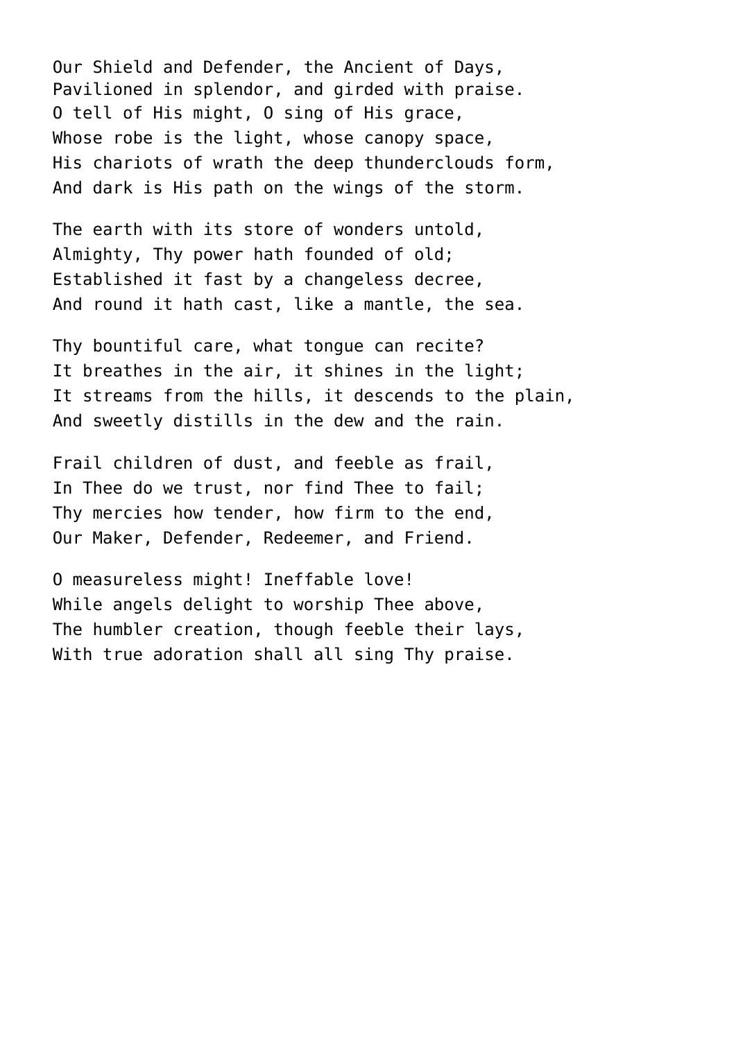Our Shield and Defender, the Ancient of Days,  
Pavilioned in splendor, and girded with praise.  
O tell of His might, O sing of His grace,  
Whose robe is the light, whose canopy space,  
His chariots of wrath the deep thunderclouds form,  
And dark is His path on the wings of the storm.

The earth with its store of wonders untold,  
Almighty, Thy power hath founded of old;  
Established it fast by a changeless decree,  
And round it hath cast, like a mantle, the sea.

Thy bountiful care, what tongue can recite?  
It breathes in the air, it shines in the light;  
It streams from the hills, it descends to the plain,  
And sweetly distills in the dew and the rain.

Frail children of dust, and feeble as frail,  
In Thee do we trust, nor find Thee to fail;  
Thy mercies how tender, how firm to the end,  
Our Maker, Defender, Redeemer, and Friend.

O measureless might! Ineffable love!  
While angels delight to worship Thee above,  
The humbler creation, though feeble their lays,  
With true adoration shall all sing Thy praise.